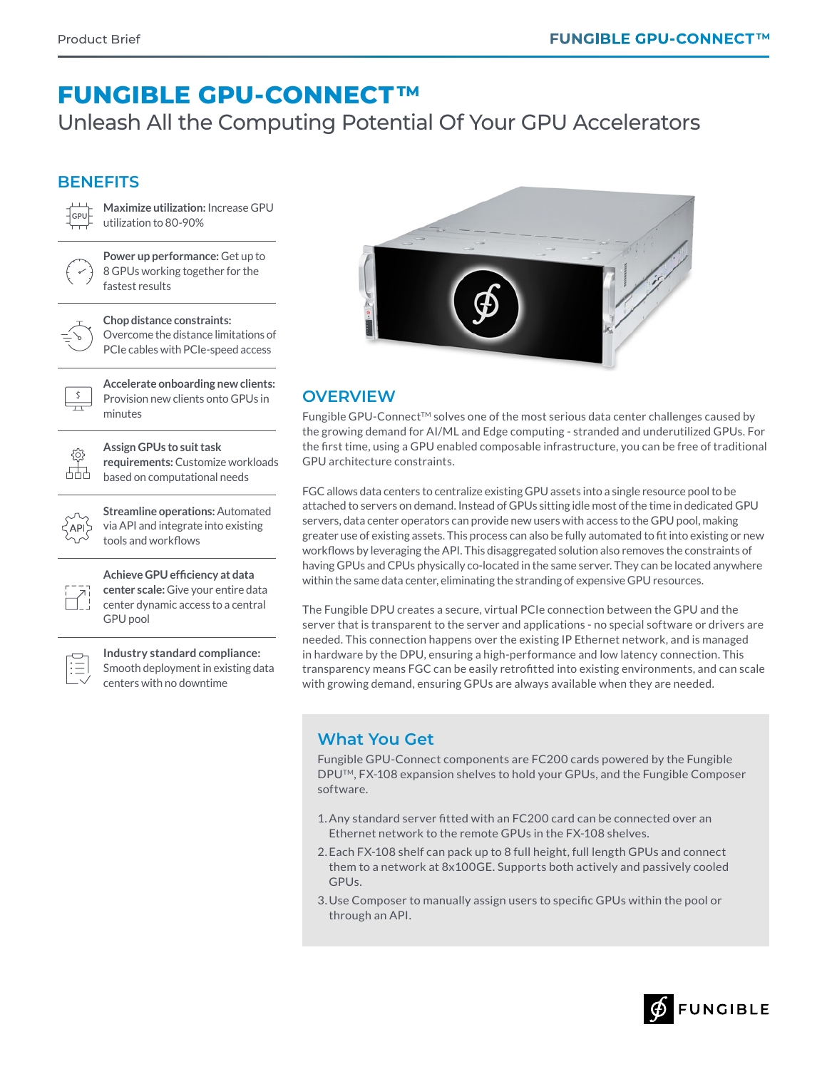# FUNGIBLE GPU-CONNECT™

## Unleash All the Computing Potential Of Your GPU Accelerators

## BENEFITS

**Maximize utilization:** Increase GPU utilization to 80-90%

**Power up performance:** Get up to 8 GPUs working together for the fastest results

**Chop distance constraints:** Overcome the distance limitations of PCIe cables with PCIe-speed access

**Accelerate onboarding new clients:** Provision new clients onto GPUs in minutes

**Assign GPUs to suit task requirements:** Customize workloads based on computational needs

**Streamline operations:** Automated via API and integrate into existing tools and workflows

**Achieve GPU efficiency at data center scale:** Give your entire data center dynamic access to a central GPU pool

**Industry standard compliance:** Smooth deployment in existing data centers with no downtime

## OVERVIEW

Fungible GPU-Connect™ solves one of the most serious data center challenges caused by the growing demand for AI/ML and Edge computing - stranded and underutilized GPUs. For the first time, using a GPU enabled composable infrastructure, you can be free of traditional GPU architecture constraints.

FGC allows data centers to centralize existing GPU assets into a single resource pool to be attached to servers on demand. Instead of GPUs sitting idle most of the time in dedicated GPU servers, data center operators can provide new users with access to the GPU pool, making greater use of existing assets. This process can also be fully automated to fit into existing or new workflows by leveraging the API. This disaggregated solution also removes the constraints of having GPUs and CPUs physically co-located in the same server. They can be located anywhere within the same data center, eliminating the stranding of expensive GPU resources.

The Fungible DPU creates a secure, virtual PCIe connection between the GPU and the server that is transparent to the server and applications - no special software or drivers are needed. This connection happens over the existing IP Ethernet network, and is managed in hardware by the DPU, ensuring a high-performance and low latency connection. This transparency means FGC can be easily retrofitted into existing environments, and can scale with growing demand, ensuring GPUs are always available when they are needed.

### What You Get

Fungible GPU-Connect components are FC200 cards powered by the Fungible DPU™, FX-108 expansion shelves to hold your GPUs, and the Fungible Composer software.

1. Any standard server fitted with an FC200 card can be connected over an Ethernet network to the remote GPUs in the FX-108 shelves.
2. Each FX-108 shelf can pack up to 8 full height, full length GPUs and connect them to a network at 8x100GE. Supports both actively and passively cooled GPUs.
3. Use Composer to manually assign users to specific GPUs within the pool or through an API.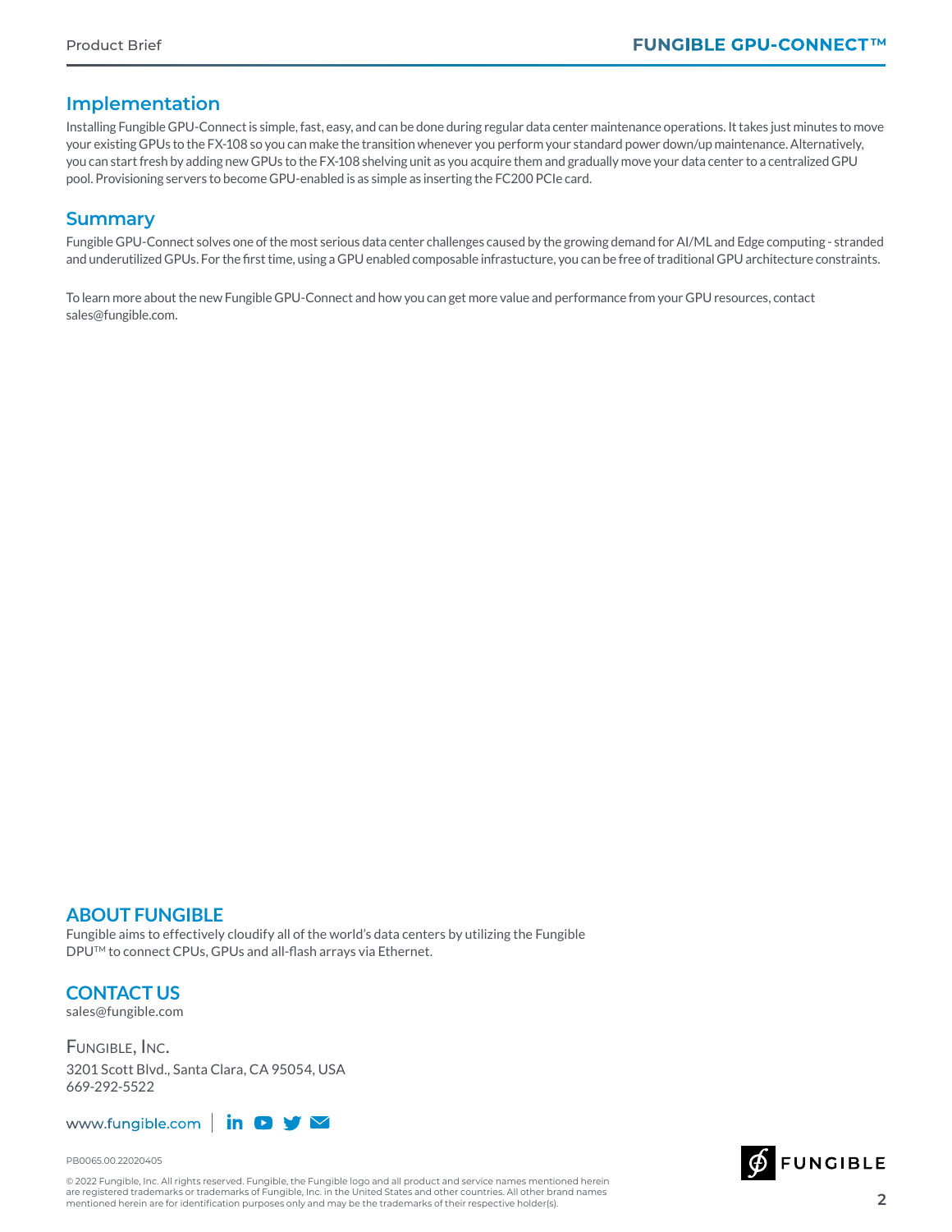## Implementation

Installing Fungible GPU-Connect is simple, fast, easy, and can be done during regular data center maintenance operations. It takes just minutes to move your existing GPUs to the FX-108 so you can make the transition whenever you perform your standard power down/up maintenance. Alternatively, you can start fresh by adding new GPUs to the FX-108 shelving unit as you acquire them and gradually move your data center to a centralized GPU pool. Provisioning servers to become GPU-enabled is as simple as inserting the FC200 PCIe card.

## Summary

Fungible GPU-Connect solves one of the most serious data center challenges caused by the growing demand for AI/ML and Edge computing - stranded and underutilized GPUs. For the first time, using a GPU enabled composable infrastucture, you can be free of traditional GPU architecture constraints.

To learn more about the new Fungible GPU-Connect and how you can get more value and performance from your GPU resources, contact sales@fungible.com.

## ABOUT FUNGIBLE

Fungible aims to effectively cloudify all of the world's data centers by utilizing the Fungible DPU™ to connect CPUs, GPUs and all-flash arrays via Ethernet.

## CONTACT US

sales@fungible.com

FUNGIBLE, INC.
3201 Scott Blvd., Santa Clara, CA 95054, USA
669-292-5522

www.fungible.com

PB0065.00.22020405

© 2022 Fungible, Inc. All rights reserved. Fungible, the Fungible logo and all product and service names mentioned herein are registered trademarks or trademarks of Fungible, Inc. in the United States and other countries. All other brand names mentioned herein are for identification purposes only and may be the trademarks of their respective holder(s).